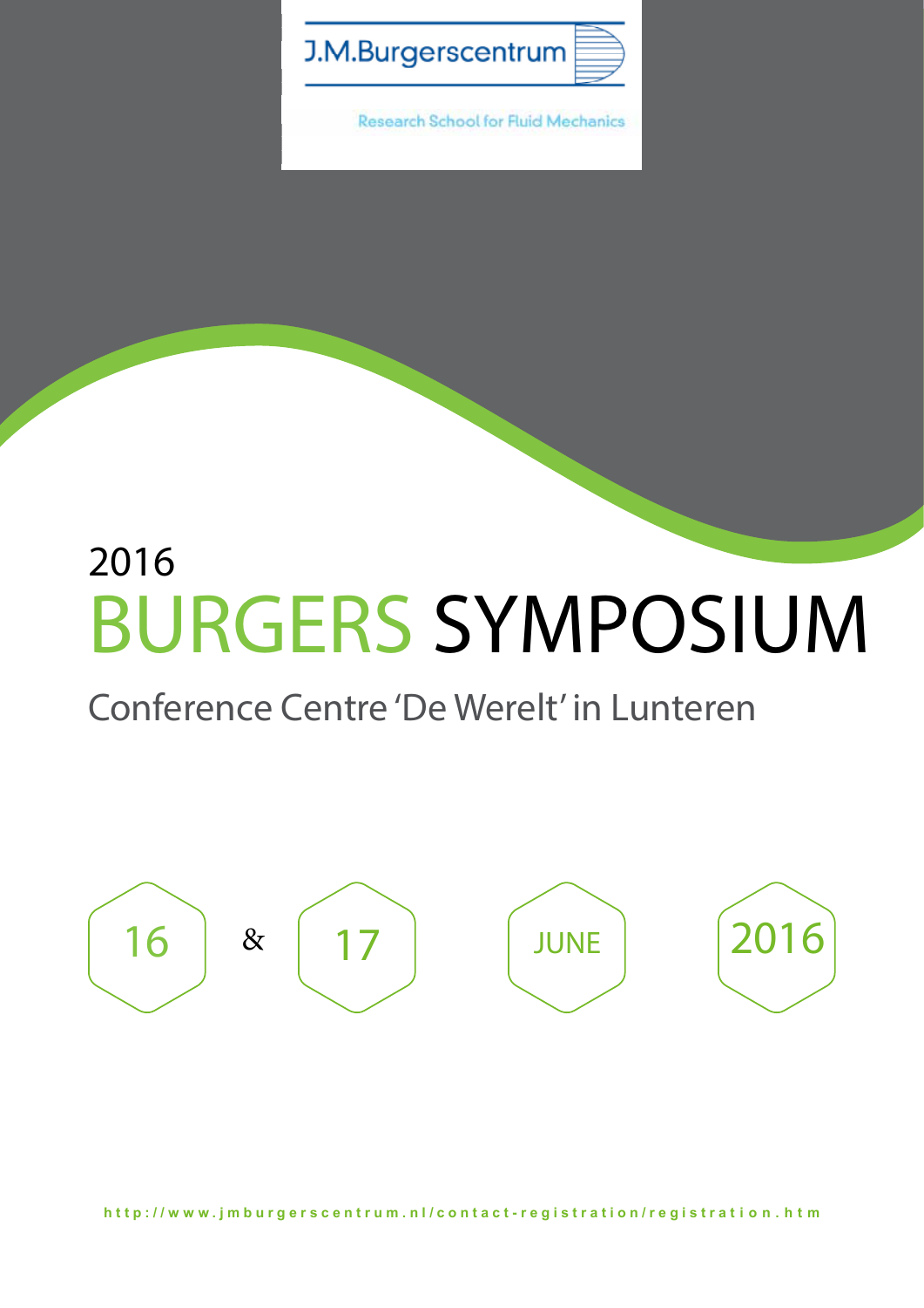J.M.Burgerscentrum

Research School for Fluid Mechanics

2016

# BURGERS SYMPOSIUM

## Conference Centre 'De Werelt' in Lunteren

16 & 17 JUNE 2016

http://www.jmburgerscentrum.nl/contact-registration/registration.htm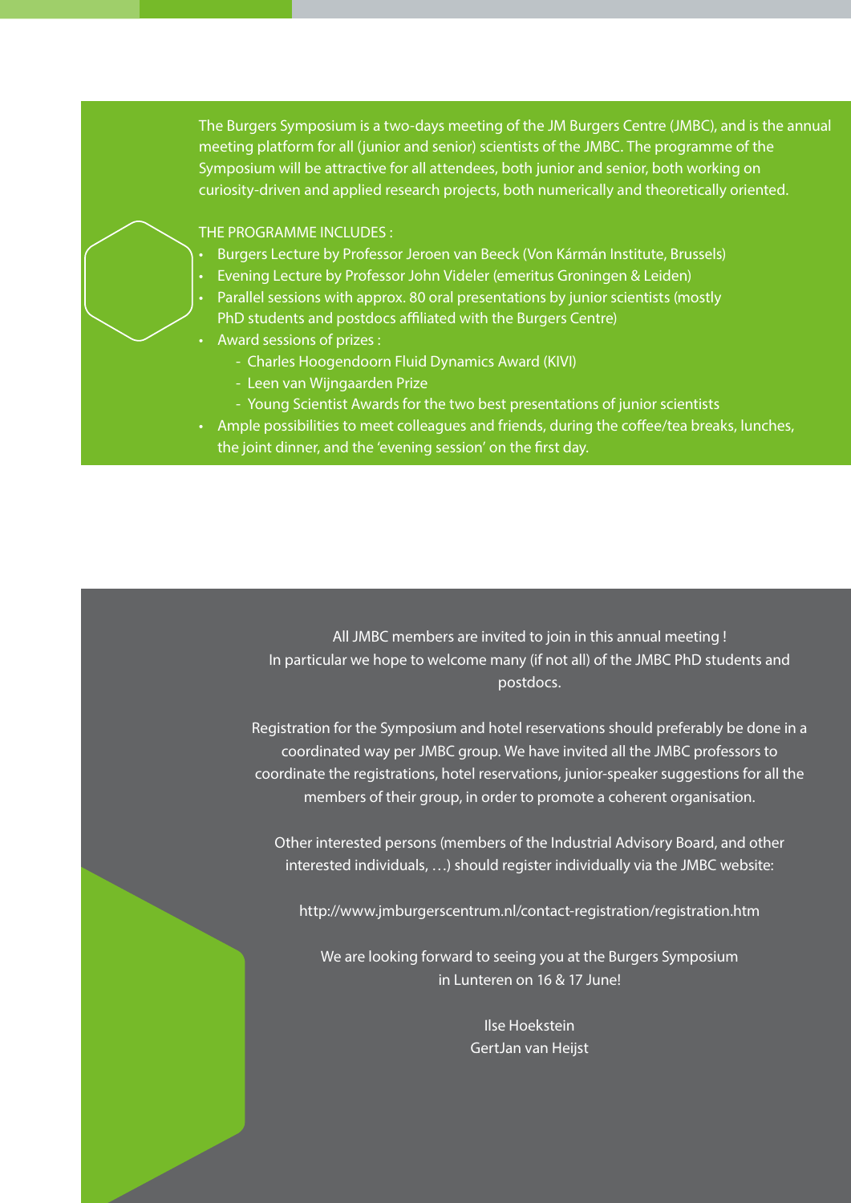The Burgers Symposium is a two-days meeting of the JM Burgers Centre (JMBC), and is the annual meeting platform for all (junior and senior) scientists of the JMBC. The programme of the Symposium will be attractive for all attendees, both junior and senior, both working on curiosity-driven and applied research projects, both numerically and theoretically oriented.

THE PROGRAMME INCLUDES :

- Burgers Lecture by Professor Jeroen van Beeck (Von Kármán Institute, Brussels)
- Evening Lecture by Professor John Videler (emeritus Groningen & Leiden)
- Parallel sessions with approx. 80 oral presentations by junior scientists (mostly PhD students and postdocs affiliated with the Burgers Centre)
- Award sessions of prizes :
  - Charles Hoogendoorn Fluid Dynamics Award (KIVI)
  - Leen van Wijngaarden Prize
  - Young Scientist Awards for the two best presentations of junior scientists
- Ample possibilities to meet colleagues and friends, during the coffee/tea breaks, lunches, the joint dinner, and the 'evening session' on the first day.

All JMBC members are invited to join in this annual meeting !
In particular we hope to welcome many (if not all) of the JMBC PhD students and postdocs.

Registration for the Symposium and hotel reservations should preferably be done in a coordinated way per JMBC group. We have invited all the JMBC professors to coordinate the registrations, hotel reservations, junior-speaker suggestions for all the members of their group, in order to promote a coherent organisation.

Other interested persons (members of the Industrial Advisory Board, and other interested individuals, …) should register individually via the JMBC website:

http://www.jmburgerscentrum.nl/contact-registration/registration.htm

We are looking forward to seeing you at the Burgers Symposium
in Lunteren on 16 & 17 June!

Ilse Hoekstein
GertJan van Heijst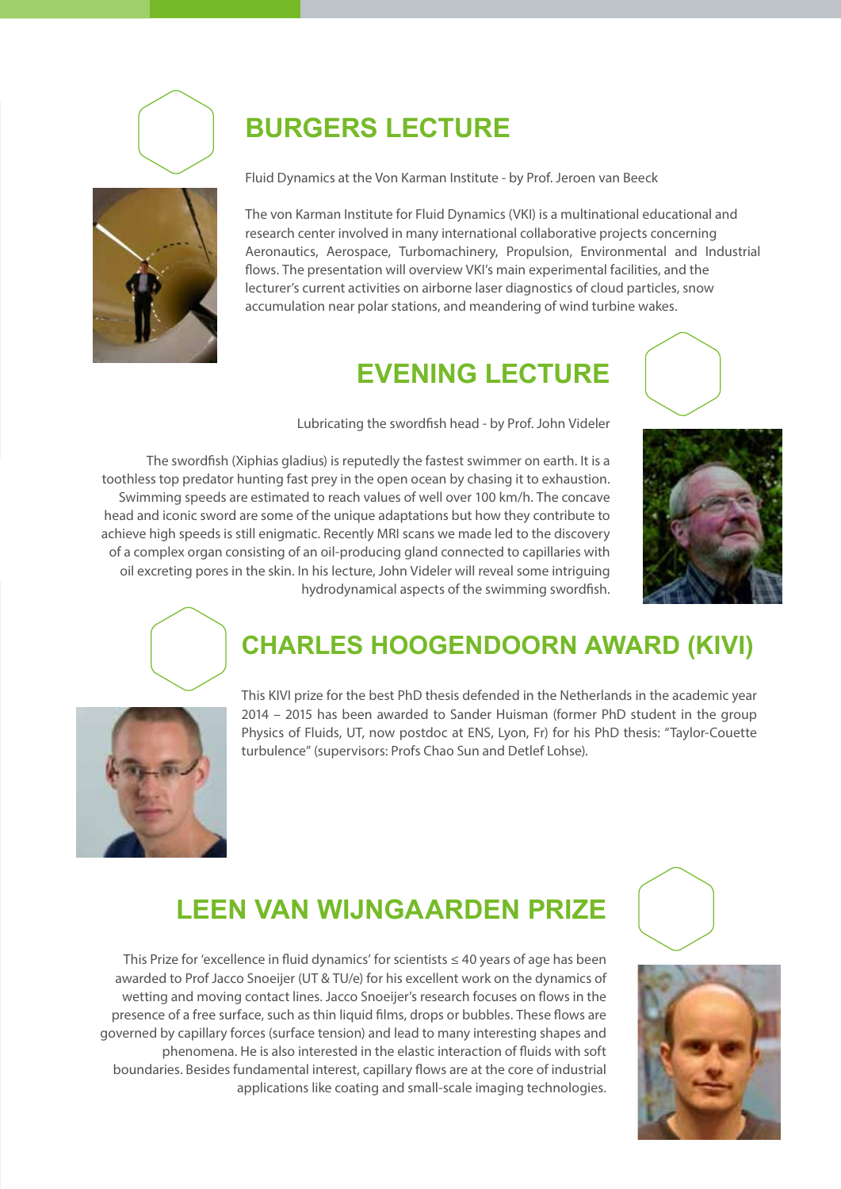## BURGERS LECTURE

Fluid Dynamics at the Von Karman Institute - by Prof. Jeroen van Beeck

The von Karman Institute for Fluid Dynamics (VKI) is a multinational educational and research center involved in many international collaborative projects concerning Aeronautics, Aerospace, Turbomachinery, Propulsion, Environmental and Industrial flows. The presentation will overview VKI's main experimental facilities, and the lecturer's current activities on airborne laser diagnostics of cloud particles, snow accumulation near polar stations, and meandering of wind turbine wakes.

## EVENING LECTURE

Lubricating the swordfish head - by Prof. John Videler

The swordfish (Xiphias gladius) is reputedly the fastest swimmer on earth. It is a toothless top predator hunting fast prey in the open ocean by chasing it to exhaustion. Swimming speeds are estimated to reach values of well over 100 km/h. The concave head and iconic sword are some of the unique adaptations but how they contribute to achieve high speeds is still enigmatic. Recently MRI scans we made led to the discovery of a complex organ consisting of an oil-producing gland connected to capillaries with oil excreting pores in the skin. In his lecture, John Videler will reveal some intriguing hydrodynamical aspects of the swimming swordfish.

## CHARLES HOOGENDOORN AWARD (KIVI)

This KIVI prize for the best PhD thesis defended in the Netherlands in the academic year 2014 – 2015 has been awarded to Sander Huisman (former PhD student in the group Physics of Fluids, UT, now postdoc at ENS, Lyon, Fr) for his PhD thesis: "Taylor-Couette turbulence" (supervisors: Profs Chao Sun and Detlef Lohse).

## LEEN VAN WIJNGAARDEN PRIZE

This Prize for 'excellence in fluid dynamics' for scientists ≤ 40 years of age has been awarded to Prof Jacco Snoeijer (UT & TU/e) for his excellent work on the dynamics of wetting and moving contact lines. Jacco Snoeijer's research focuses on flows in the presence of a free surface, such as thin liquid films, drops or bubbles. These flows are governed by capillary forces (surface tension) and lead to many interesting shapes and phenomena. He is also interested in the elastic interaction of fluids with soft boundaries. Besides fundamental interest, capillary flows are at the core of industrial applications like coating and small-scale imaging technologies.